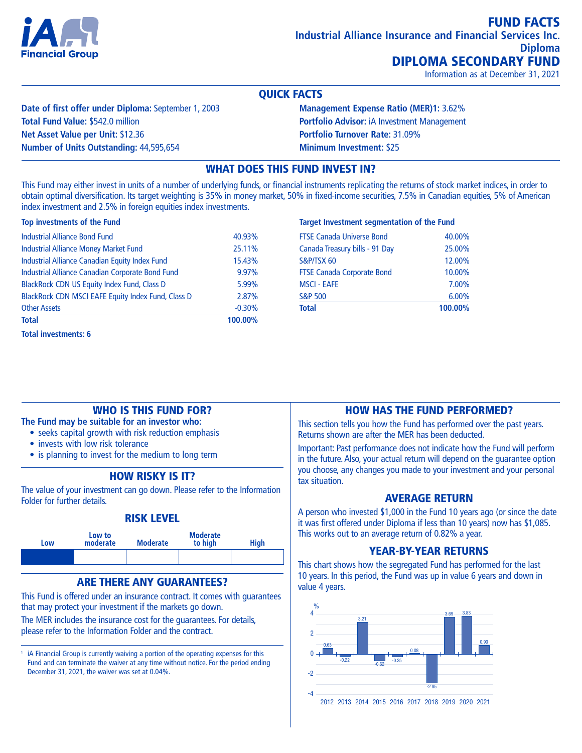# FUND FACTS

**Industrial Alliance Insurance and Financial Services Inc.**
**Diploma**

# DIPLOMA SECONDARY FUND

Information as at December 31, 2021

## QUICK FACTS

**Date of first offer under Diploma:** September 1, 2003
**Total Fund Value:** $542.0 million
**Net Asset Value per Unit:** $12.36
**Number of Units Outstanding:** 44,595,654

**Management Expense Ratio (MER)1:** 3.62%
**Portfolio Advisor:** iA Investment Management
**Portfolio Turnover Rate:** 31.09%
**Minimum Investment:** $25

## WHAT DOES THIS FUND INVEST IN?

This Fund may either invest in units of a number of underlying funds, or financial instruments replicating the returns of stock market indices, in order to obtain optimal diversification. Its target weighting is 35% in money market, 50% in fixed-income securities, 7.5% in Canadian equities, 5% of American index investment and 2.5% in foreign equities index investments.

**Top investments of the Fund**

| | |
|---|---|
| Industrial Alliance Bond Fund | 40.93% |
| Industrial Alliance Money Market Fund | 25.11% |
| Industrial Alliance Canadian Equity Index Fund | 15.43% |
| Industrial Alliance Canadian Corporate Bond Fund | 9.97% |
| BlackRock CDN US Equity Index Fund, Class D | 5.99% |
| BlackRock CDN MSCI EAFE Equity Index Fund, Class D | 2.87% |
| Other Assets | -0.30% |
| **Total** | **100.00%** |

**Total investments: 6**

**Target Investment segmentation of the Fund**

| | |
|---|---|
| FTSE Canada Universe Bond | 40.00% |
| Canada Treasury bills - 91 Day | 25.00% |
| S&P/TSX 60 | 12.00% |
| FTSE Canada Corporate Bond | 10.00% |
| MSCI - EAFE | 7.00% |
| S&P 500 | 6.00% |
| **Total** | **100.00%** |

## WHO IS THIS FUND FOR?

**The Fund may be suitable for an investor who:**

- seeks capital growth with risk reduction emphasis
- invests with low risk tolerance
- is planning to invest for the medium to long term

## HOW RISKY IS IT?

The value of your investment can go down. Please refer to the Information Folder for further details.

### RISK LEVEL

| Low | Low to moderate | Moderate | Moderate to high | High |
|---|---|---|---|---|
| ■ | | | | |

## ARE THERE ANY GUARANTEES?

This Fund is offered under an insurance contract. It comes with guarantees that may protect your investment if the markets go down.

The MER includes the insurance cost for the guarantees. For details, please refer to the Information Folder and the contract.

[1] iA Financial Group is currently waiving a portion of the operating expenses for this Fund and can terminate the waiver at any time without notice. For the period ending December 31, 2021, the waiver was set at 0.04%.

## HOW HAS THE FUND PERFORMED?

This section tells you how the Fund has performed over the past years. Returns shown are after the MER has been deducted.

Important: Past performance does not indicate how the Fund will perform in the future. Also, your actual return will depend on the guarantee option you choose, any changes you made to your investment and your personal tax situation.

### AVERAGE RETURN

A person who invested $1,000 in the Fund 10 years ago (or since the date it was first offered under Diploma if less than 10 years) now has $1,085. This works out to an average return of 0.82% a year.

### YEAR-BY-YEAR RETURNS

This chart shows how the segregated Fund has performed for the last 10 years. In this period, the Fund was up in value 6 years and down in value 4 years.

| Year | 2012 | 2013 | 2014 | 2015 | 2016 | 2017 | 2018 | 2019 | 2020 | 2021 |
|---|---|---|---|---|---|---|---|---|---|---|
| % | 0.63 | -0.22 | 3.21 | -0.62 | -0.25 | 0.08 | -2.85 | 3.69 | 3.83 | 0.90 |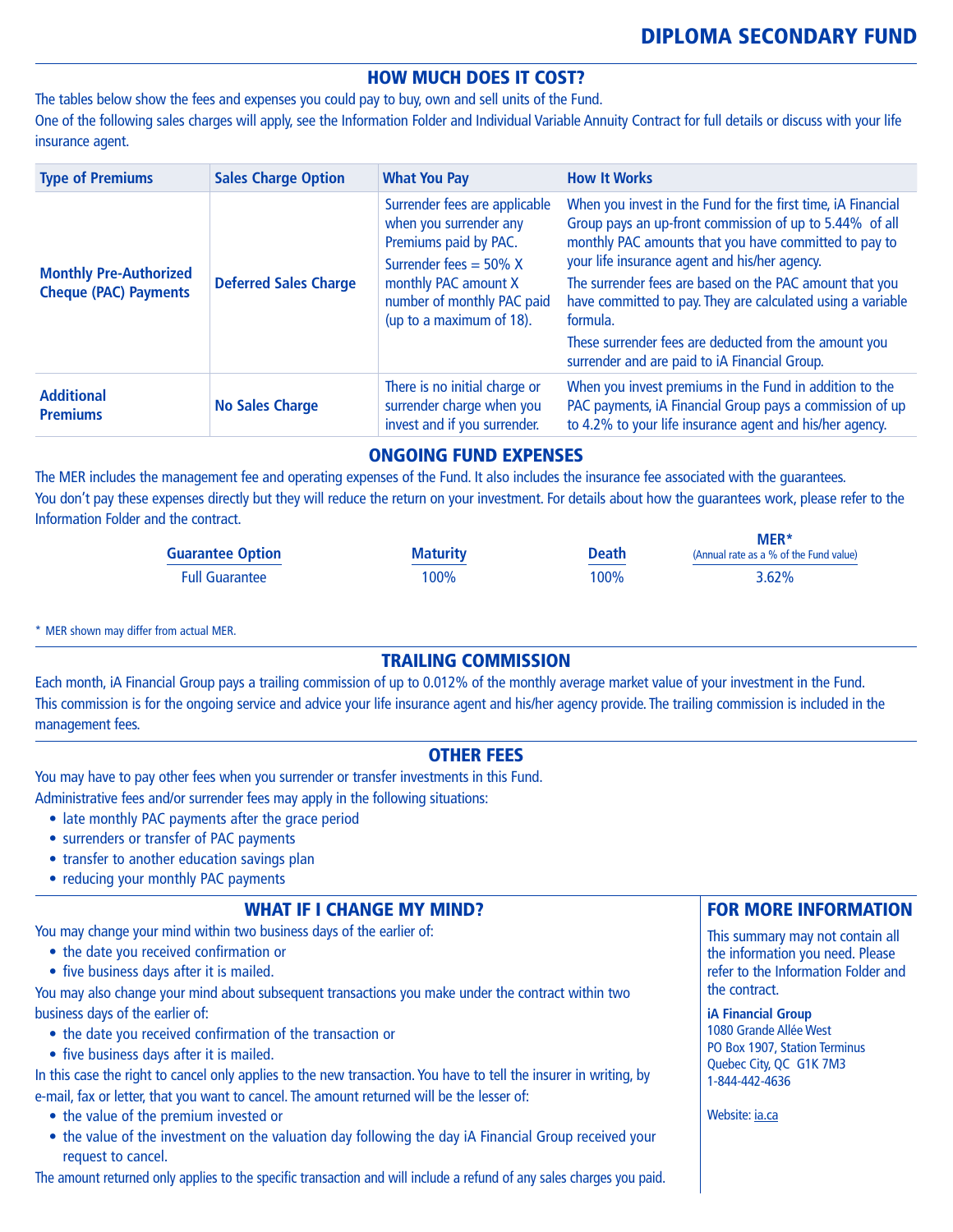# DIPLOMA SECONDARY FUND

## HOW MUCH DOES IT COST?

The tables below show the fees and expenses you could pay to buy, own and sell units of the Fund.

One of the following sales charges will apply, see the Information Folder and Individual Variable Annuity Contract for full details or discuss with your life insurance agent.

| Type of Premiums | Sales Charge Option | What You Pay | How It Works |
|---|---|---|---|
| **Monthly Pre-Authorized Cheque (PAC) Payments** | **Deferred Sales Charge** | Surrender fees are applicable when you surrender any Premiums paid by PAC.<br>Surrender fees = 50% X monthly PAC amount X number of monthly PAC paid (up to a maximum of 18). | When you invest in the Fund for the first time, iA Financial Group pays an up-front commission of up to 5.44% of all monthly PAC amounts that you have committed to pay to your life insurance agent and his/her agency.<br>The surrender fees are based on the PAC amount that you have committed to pay. They are calculated using a variable formula.<br>These surrender fees are deducted from the amount you surrender and are paid to iA Financial Group. |
| **Additional Premiums** | **No Sales Charge** | There is no initial charge or surrender charge when you invest and if you surrender. | When you invest premiums in the Fund in addition to the PAC payments, iA Financial Group pays a commission of up to 4.2% to your life insurance agent and his/her agency. |

## ONGOING FUND EXPENSES

The MER includes the management fee and operating expenses of the Fund. It also includes the insurance fee associated with the guarantees.

You don't pay these expenses directly but they will reduce the return on your investment. For details about how the guarantees work, please refer to the Information Folder and the contract.

| Guarantee Option | Maturity | Death | MER* (Annual rate as a % of the Fund value) |
|---|---|---|---|
| Full Guarantee | 100% | 100% | 3.62% |

\* MER shown may differ from actual MER.

## TRAILING COMMISSION

Each month, iA Financial Group pays a trailing commission of up to 0.012% of the monthly average market value of your investment in the Fund. This commission is for the ongoing service and advice your life insurance agent and his/her agency provide. The trailing commission is included in the management fees.

## OTHER FEES

You may have to pay other fees when you surrender or transfer investments in this Fund.

Administrative fees and/or surrender fees may apply in the following situations:

- late monthly PAC payments after the grace period
- surrenders or transfer of PAC payments
- transfer to another education savings plan
- reducing your monthly PAC payments

## WHAT IF I CHANGE MY MIND?

You may change your mind within two business days of the earlier of:

- the date you received confirmation or
- five business days after it is mailed.

You may also change your mind about subsequent transactions you make under the contract within two business days of the earlier of:

- the date you received confirmation of the transaction or
- five business days after it is mailed.

In this case the right to cancel only applies to the new transaction. You have to tell the insurer in writing, by e-mail, fax or letter, that you want to cancel. The amount returned will be the lesser of:

- the value of the premium invested or
- the value of the investment on the valuation day following the day iA Financial Group received your request to cancel.

The amount returned only applies to the specific transaction and will include a refund of any sales charges you paid.

## FOR MORE INFORMATION

This summary may not contain all the information you need. Please refer to the Information Folder and the contract.

**iA Financial Group**
1080 Grande Allée West
PO Box 1907, Station Terminus
Quebec City, QC G1K 7M3
1-844-442-4636

Website: ia.ca